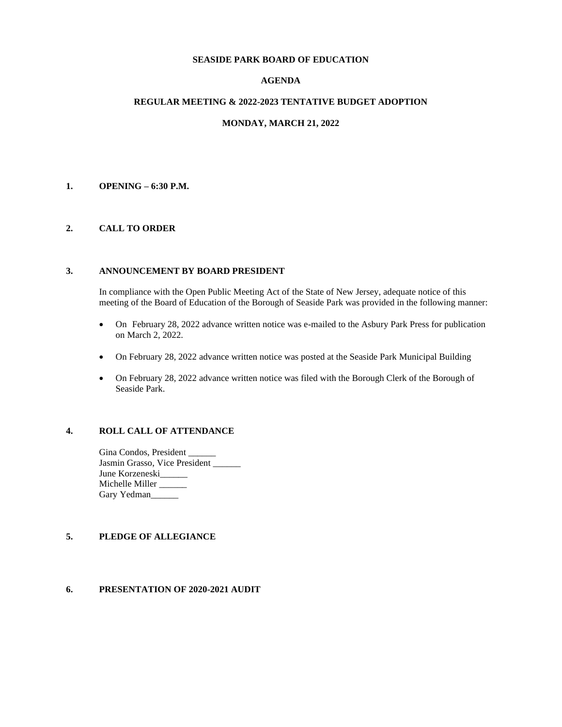**SEASIDE PARK BOARD OF EDUCATION**

**AGENDA**

**REGULAR MEETING & 2022-2023 TENTATIVE BUDGET ADOPTION**

**MONDAY, MARCH 21, 2022**

**1. OPENING – 6:30 P.M.**

**2. CALL TO ORDER**

**3. ANNOUNCEMENT BY BOARD PRESIDENT**

In compliance with the Open Public Meeting Act of the State of New Jersey, adequate notice of this meeting of the Board of Education of the Borough of Seaside Park was provided in the following manner:

- On February 28, 2022 advance written notice was e-mailed to the Asbury Park Press for publication on March 2, 2022.
- On February 28, 2022 advance written notice was posted at the Seaside Park Municipal Building
- On February 28, 2022 advance written notice was filed with the Borough Clerk of the Borough of Seaside Park.

**4. ROLL CALL OF ATTENDANCE**

Gina Condos, President ______
Jasmin Grasso, Vice President ______
June Korzeneski______
Michelle Miller ______
Gary Yedman______

**5. PLEDGE OF ALLEGIANCE**

**6. PRESENTATION OF 2020-2021 AUDIT**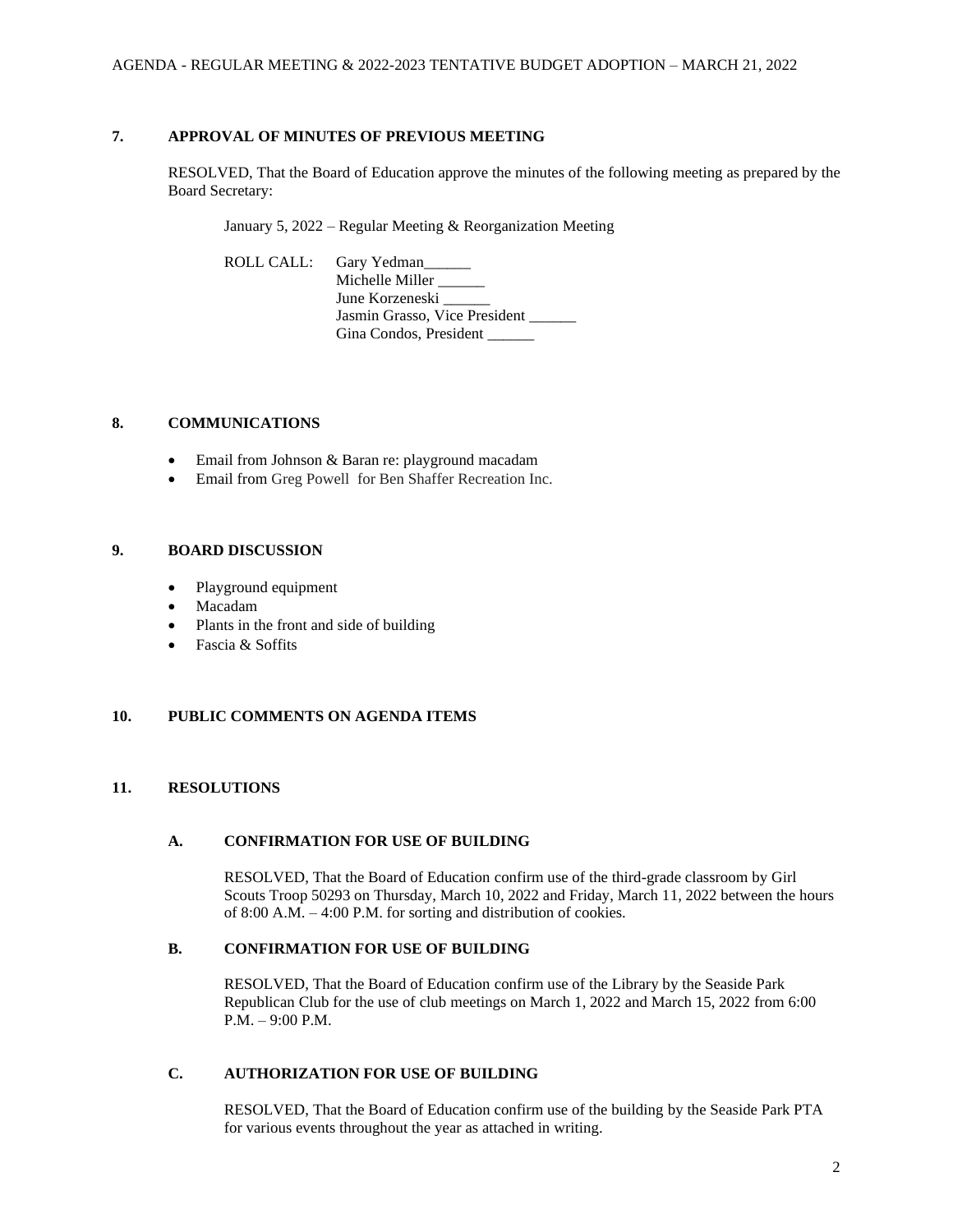## 7. APPROVAL OF MINUTES OF PREVIOUS MEETING

RESOLVED, That the Board of Education approve the minutes of the following meeting as prepared by the Board Secretary:

January 5, 2022 – Regular Meeting & Reorganization Meeting

ROLL CALL:
Gary Yedman______
Michelle Miller ______
June Korzeneski ______
Jasmin Grasso, Vice President ______
Gina Condos, President ______

## 8. COMMUNICATIONS

- Email from Johnson & Baran re: playground macadam
- Email from Greg Powell for Ben Shaffer Recreation Inc.

## 9. BOARD DISCUSSION

- Playground equipment
- Macadam
- Plants in the front and side of building
- Fascia & Soffits

## 10. PUBLIC COMMENTS ON AGENDA ITEMS

## 11. RESOLUTIONS

### A. CONFIRMATION FOR USE OF BUILDING

RESOLVED, That the Board of Education confirm use of the third-grade classroom by Girl Scouts Troop 50293 on Thursday, March 10, 2022 and Friday, March 11, 2022 between the hours of 8:00 A.M. – 4:00 P.M. for sorting and distribution of cookies.

### B. CONFIRMATION FOR USE OF BUILDING

RESOLVED, That the Board of Education confirm use of the Library by the Seaside Park Republican Club for the use of club meetings on March 1, 2022 and March 15, 2022 from 6:00 P.M. – 9:00 P.M.

### C. AUTHORIZATION FOR USE OF BUILDING

RESOLVED, That the Board of Education confirm use of the building by the Seaside Park PTA for various events throughout the year as attached in writing.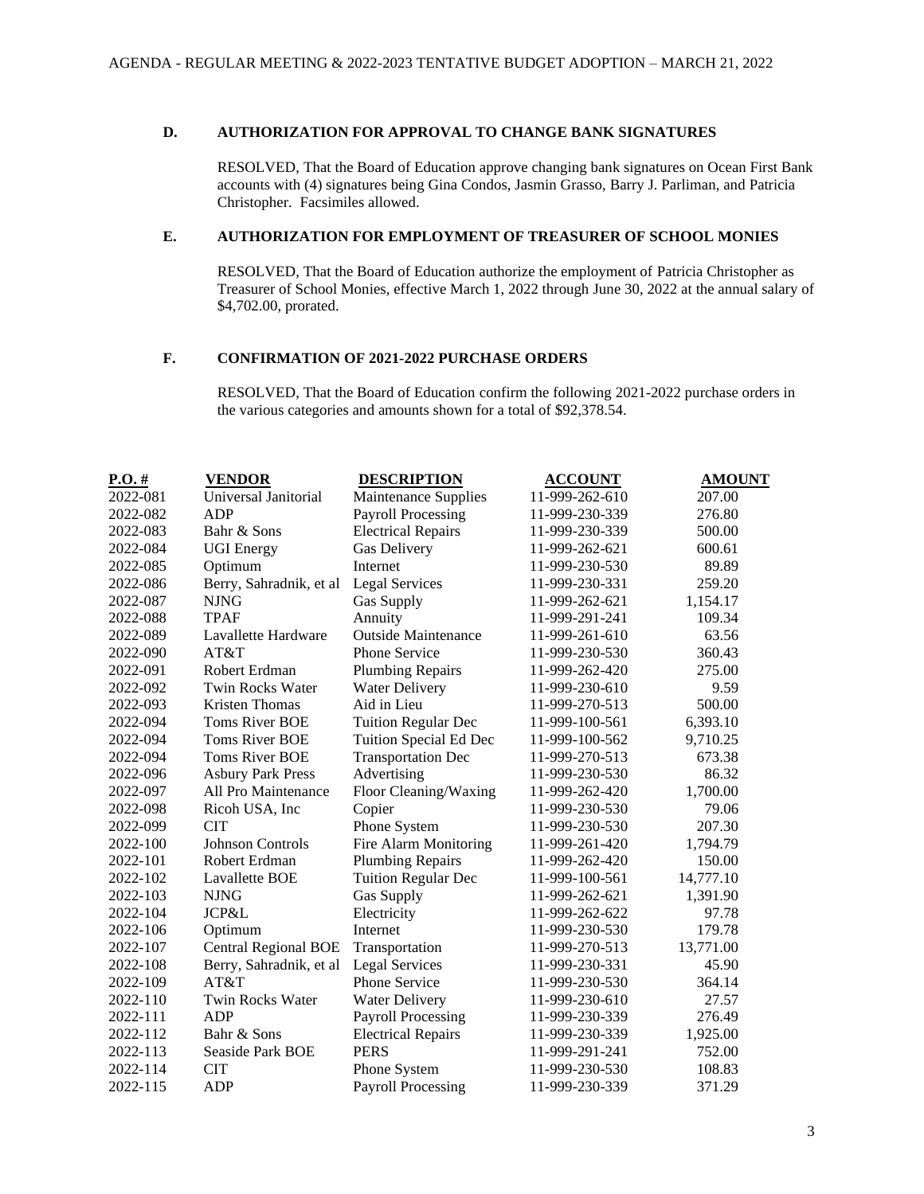### D. AUTHORIZATION FOR APPROVAL TO CHANGE BANK SIGNATURES

RESOLVED, That the Board of Education approve changing bank signatures on Ocean First Bank accounts with (4) signatures being Gina Condos, Jasmin Grasso, Barry J. Parliman, and Patricia Christopher. Facsimiles allowed.

### E. AUTHORIZATION FOR EMPLOYMENT OF TREASURER OF SCHOOL MONIES

RESOLVED, That the Board of Education authorize the employment of Patricia Christopher as Treasurer of School Monies, effective March 1, 2022 through June 30, 2022 at the annual salary of $4,702.00, prorated.

### F. CONFIRMATION OF 2021-2022 PURCHASE ORDERS

RESOLVED, That the Board of Education confirm the following 2021-2022 purchase orders in the various categories and amounts shown for a total of $92,378.54.

| P.O. # | VENDOR | DESCRIPTION | ACCOUNT | AMOUNT |
|---|---|---|---|---|
| 2022-081 | Universal Janitorial | Maintenance Supplies | 11-999-262-610 | 207.00 |
| 2022-082 | ADP | Payroll Processing | 11-999-230-339 | 276.80 |
| 2022-083 | Bahr & Sons | Electrical Repairs | 11-999-230-339 | 500.00 |
| 2022-084 | UGI Energy | Gas Delivery | 11-999-262-621 | 600.61 |
| 2022-085 | Optimum | Internet | 11-999-230-530 | 89.89 |
| 2022-086 | Berry, Sahradnik, et al | Legal Services | 11-999-230-331 | 259.20 |
| 2022-087 | NJNG | Gas Supply | 11-999-262-621 | 1,154.17 |
| 2022-088 | TPAF | Annuity | 11-999-291-241 | 109.34 |
| 2022-089 | Lavallette Hardware | Outside Maintenance | 11-999-261-610 | 63.56 |
| 2022-090 | AT&T | Phone Service | 11-999-230-530 | 360.43 |
| 2022-091 | Robert Erdman | Plumbing Repairs | 11-999-262-420 | 275.00 |
| 2022-092 | Twin Rocks Water | Water Delivery | 11-999-230-610 | 9.59 |
| 2022-093 | Kristen Thomas | Aid in Lieu | 11-999-270-513 | 500.00 |
| 2022-094 | Toms River BOE | Tuition Regular Dec | 11-999-100-561 | 6,393.10 |
| 2022-094 | Toms River BOE | Tuition Special Ed Dec | 11-999-100-562 | 9,710.25 |
| 2022-094 | Toms River BOE | Transportation Dec | 11-999-270-513 | 673.38 |
| 2022-096 | Asbury Park Press | Advertising | 11-999-230-530 | 86.32 |
| 2022-097 | All Pro Maintenance | Floor Cleaning/Waxing | 11-999-262-420 | 1,700.00 |
| 2022-098 | Ricoh USA, Inc | Copier | 11-999-230-530 | 79.06 |
| 2022-099 | CIT | Phone System | 11-999-230-530 | 207.30 |
| 2022-100 | Johnson Controls | Fire Alarm Monitoring | 11-999-261-420 | 1,794.79 |
| 2022-101 | Robert Erdman | Plumbing Repairs | 11-999-262-420 | 150.00 |
| 2022-102 | Lavallette BOE | Tuition Regular Dec | 11-999-100-561 | 14,777.10 |
| 2022-103 | NJNG | Gas Supply | 11-999-262-621 | 1,391.90 |
| 2022-104 | JCP&L | Electricity | 11-999-262-622 | 97.78 |
| 2022-106 | Optimum | Internet | 11-999-230-530 | 179.78 |
| 2022-107 | Central Regional BOE | Transportation | 11-999-270-513 | 13,771.00 |
| 2022-108 | Berry, Sahradnik, et al | Legal Services | 11-999-230-331 | 45.90 |
| 2022-109 | AT&T | Phone Service | 11-999-230-530 | 364.14 |
| 2022-110 | Twin Rocks Water | Water Delivery | 11-999-230-610 | 27.57 |
| 2022-111 | ADP | Payroll Processing | 11-999-230-339 | 276.49 |
| 2022-112 | Bahr & Sons | Electrical Repairs | 11-999-230-339 | 1,925.00 |
| 2022-113 | Seaside Park BOE | PERS | 11-999-291-241 | 752.00 |
| 2022-114 | CIT | Phone System | 11-999-230-530 | 108.83 |
| 2022-115 | ADP | Payroll Processing | 11-999-230-339 | 371.29 |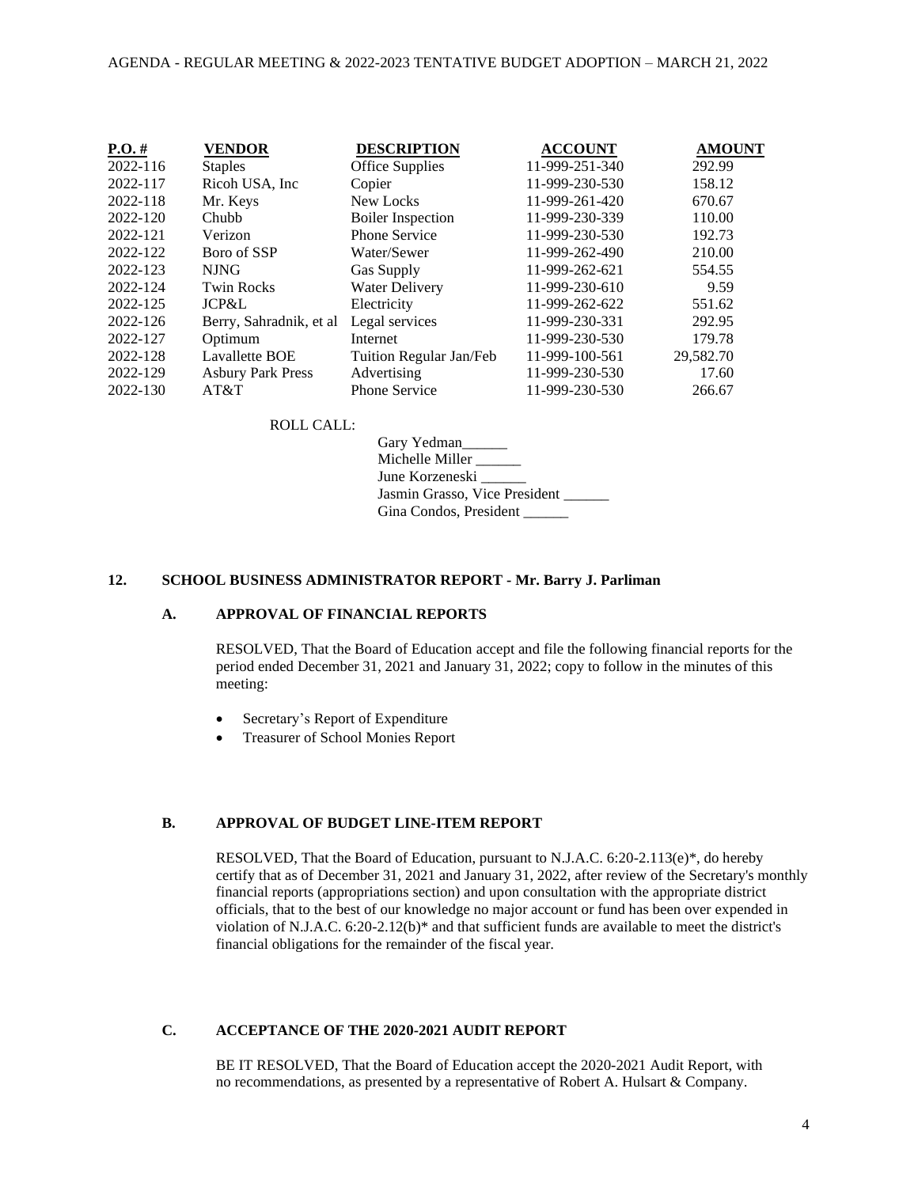| P.O. # | VENDOR | DESCRIPTION | ACCOUNT | AMOUNT |
|---|---|---|---|---|
| 2022-116 | Staples | Office Supplies | 11-999-251-340 | 292.99 |
| 2022-117 | Ricoh USA, Inc | Copier | 11-999-230-530 | 158.12 |
| 2022-118 | Mr. Keys | New Locks | 11-999-261-420 | 670.67 |
| 2022-120 | Chubb | Boiler Inspection | 11-999-230-339 | 110.00 |
| 2022-121 | Verizon | Phone Service | 11-999-230-530 | 192.73 |
| 2022-122 | Boro of SSP | Water/Sewer | 11-999-262-490 | 210.00 |
| 2022-123 | NJNG | Gas Supply | 11-999-262-621 | 554.55 |
| 2022-124 | Twin Rocks | Water Delivery | 11-999-230-610 | 9.59 |
| 2022-125 | JCP&L | Electricity | 11-999-262-622 | 551.62 |
| 2022-126 | Berry, Sahradnik, et al | Legal services | 11-999-230-331 | 292.95 |
| 2022-127 | Optimum | Internet | 11-999-230-530 | 179.78 |
| 2022-128 | Lavallette BOE | Tuition Regular Jan/Feb | 11-999-100-561 | 29,582.70 |
| 2022-129 | Asbury Park Press | Advertising | 11-999-230-530 | 17.60 |
| 2022-130 | AT&T | Phone Service | 11-999-230-530 | 266.67 |

ROLL CALL:

Gary Yedman______
Michelle Miller ______
June Korzeneski ______
Jasmin Grasso, Vice President ______
Gina Condos, President ______

## 12. SCHOOL BUSINESS ADMINISTRATOR REPORT - Mr. Barry J. Parliman

### A. APPROVAL OF FINANCIAL REPORTS

RESOLVED, That the Board of Education accept and file the following financial reports for the period ended December 31, 2021 and January 31, 2022; copy to follow in the minutes of this meeting:

- Secretary's Report of Expenditure
- Treasurer of School Monies Report

### B. APPROVAL OF BUDGET LINE-ITEM REPORT

RESOLVED, That the Board of Education, pursuant to N.J.A.C. 6:20-2.113(e)*, do hereby certify that as of December 31, 2021 and January 31, 2022, after review of the Secretary's monthly financial reports (appropriations section) and upon consultation with the appropriate district officials, that to the best of our knowledge no major account or fund has been over expended in violation of N.J.A.C. 6:20-2.12(b)* and that sufficient funds are available to meet the district's financial obligations for the remainder of the fiscal year.

### C. ACCEPTANCE OF THE 2020-2021 AUDIT REPORT

BE IT RESOLVED, That the Board of Education accept the 2020-2021 Audit Report, with no recommendations, as presented by a representative of Robert A. Hulsart & Company.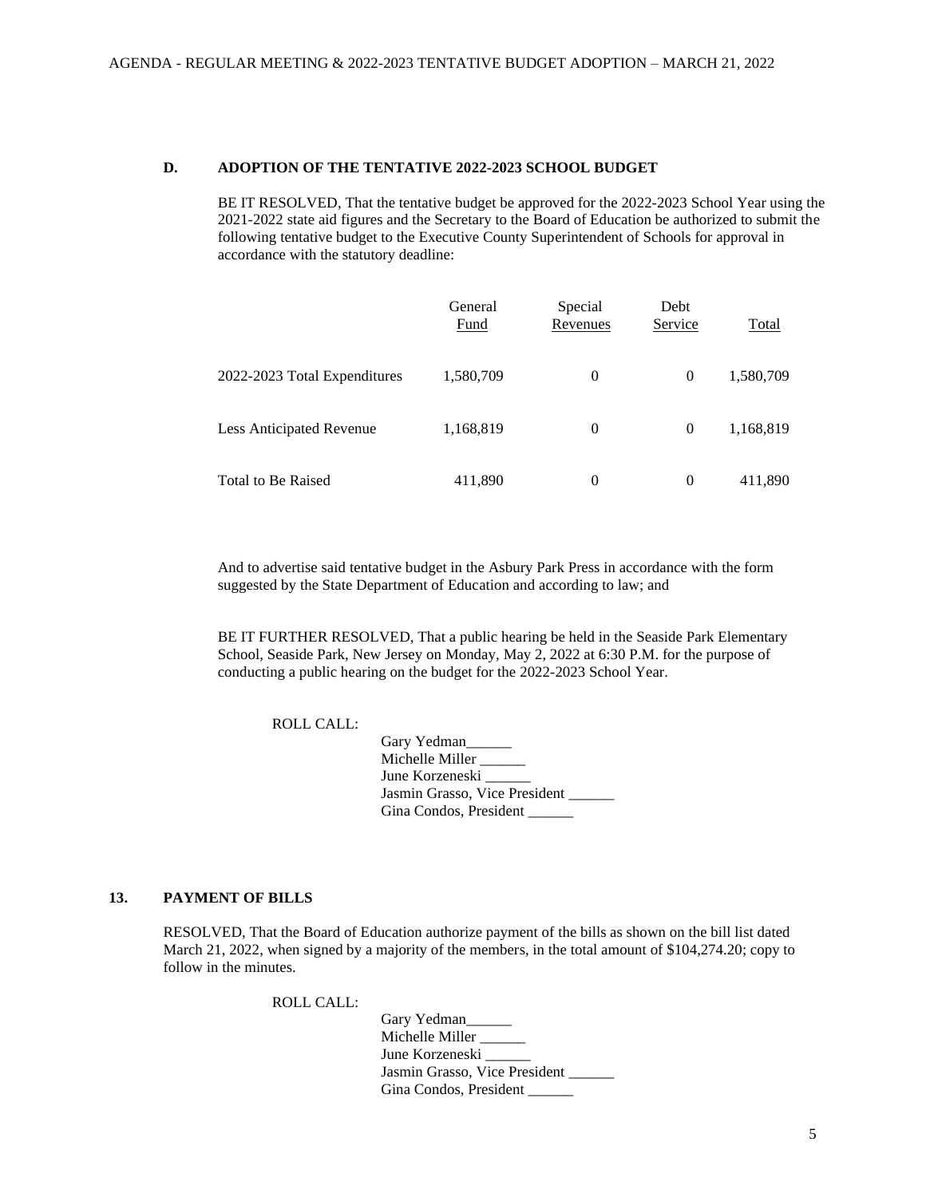### D. ADOPTION OF THE TENTATIVE 2022-2023 SCHOOL BUDGET

BE IT RESOLVED, That the tentative budget be approved for the 2022-2023 School Year using the 2021-2022 state aid figures and the Secretary to the Board of Education be authorized to submit the following tentative budget to the Executive County Superintendent of Schools for approval in accordance with the statutory deadline:

| | General Fund | Special Revenues | Debt Service | Total |
|---|---|---|---|---|
| 2022-2023 Total Expenditures | 1,580,709 | 0 | 0 | 1,580,709 |
| Less Anticipated Revenue | 1,168,819 | 0 | 0 | 1,168,819 |
| Total to Be Raised | 411,890 | 0 | 0 | 411,890 |

And to advertise said tentative budget in the Asbury Park Press in accordance with the form suggested by the State Department of Education and according to law; and

BE IT FURTHER RESOLVED, That a public hearing be held in the Seaside Park Elementary School, Seaside Park, New Jersey on Monday, May 2, 2022 at 6:30 P.M. for the purpose of conducting a public hearing on the budget for the 2022-2023 School Year.

ROLL CALL:

Gary Yedman______
Michelle Miller ______
June Korzeneski ______
Jasmin Grasso, Vice President ______
Gina Condos, President ______

## 13. PAYMENT OF BILLS

RESOLVED, That the Board of Education authorize payment of the bills as shown on the bill list dated March 21, 2022, when signed by a majority of the members, in the total amount of $104,274.20; copy to follow in the minutes.

ROLL CALL:

Gary Yedman______
Michelle Miller ______
June Korzeneski ______
Jasmin Grasso, Vice President ______
Gina Condos, President ______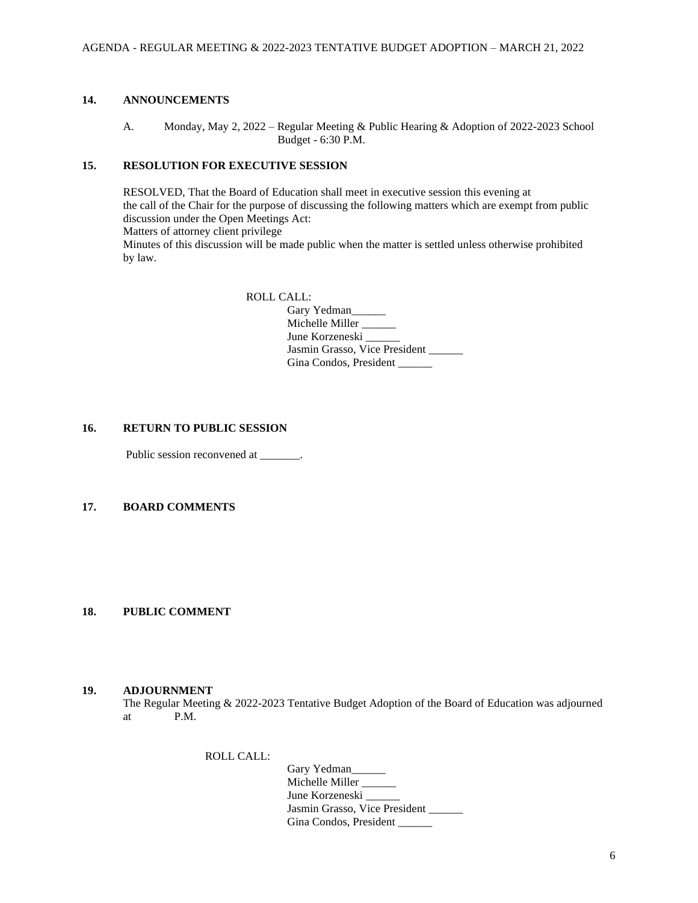## 14. ANNOUNCEMENTS

A. Monday, May 2, 2022 – Regular Meeting & Public Hearing & Adoption of 2022-2023 School Budget - 6:30 P.M.

## 15. RESOLUTION FOR EXECUTIVE SESSION

RESOLVED, That the Board of Education shall meet in executive session this evening at the call of the Chair for the purpose of discussing the following matters which are exempt from public discussion under the Open Meetings Act:
Matters of attorney client privilege
Minutes of this discussion will be made public when the matter is settled unless otherwise prohibited by law.

ROLL CALL:
Gary Yedman______
Michelle Miller ______
June Korzeneski ______
Jasmin Grasso, Vice President ______
Gina Condos, President ______

## 16. RETURN TO PUBLIC SESSION

Public session reconvened at _______.

## 17. BOARD COMMENTS

## 18. PUBLIC COMMENT

## 19. ADJOURNMENT

The Regular Meeting & 2022-2023 Tentative Budget Adoption of the Board of Education was adjourned at P.M.

ROLL CALL:
Gary Yedman______
Michelle Miller ______
June Korzeneski ______
Jasmin Grasso, Vice President ______
Gina Condos, President ______